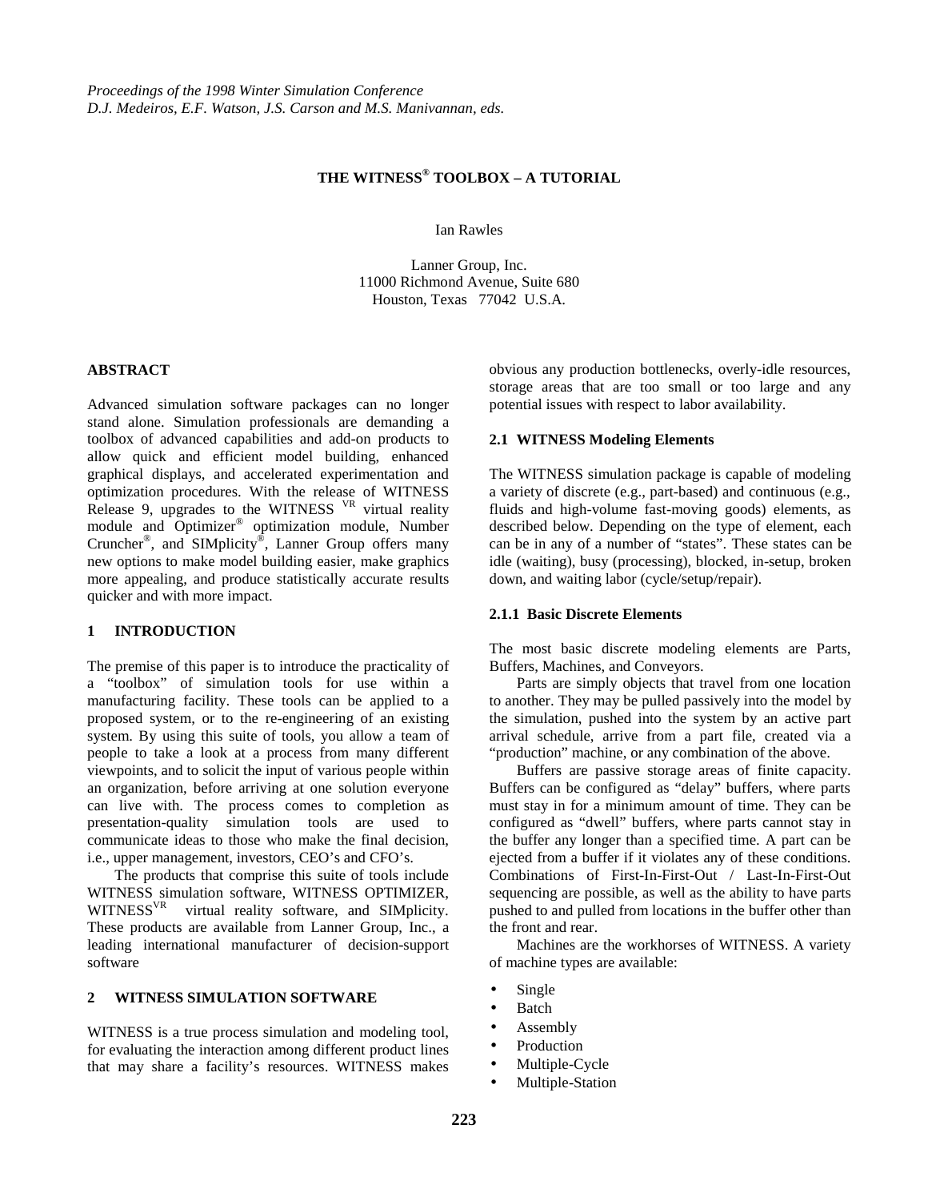*Proceedings of the 1998 Winter Simulation Conference*
*D.J. Medeiros, E.F. Watson, J.S. Carson and M.S. Manivannan, eds.*

# THE WITNESS® TOOLBOX – A TUTORIAL

Ian Rawles

Lanner Group, Inc.
11000 Richmond Avenue, Suite 680
Houston, Texas 77042 U.S.A.

## ABSTRACT

Advanced simulation software packages can no longer stand alone. Simulation professionals are demanding a toolbox of advanced capabilities and add-on products to allow quick and efficient model building, enhanced graphical displays, and accelerated experimentation and optimization procedures. With the release of WITNESS Release 9, upgrades to the WITNESS VR virtual reality module and Optimizer® optimization module, Number Cruncher®, and SIMplicity®, Lanner Group offers many new options to make model building easier, make graphics more appealing, and produce statistically accurate results quicker and with more impact.

## 1 INTRODUCTION

The premise of this paper is to introduce the practicality of a "toolbox" of simulation tools for use within a manufacturing facility. These tools can be applied to a proposed system, or to the re-engineering of an existing system. By using this suite of tools, you allow a team of people to take a look at a process from many different viewpoints, and to solicit the input of various people within an organization, before arriving at one solution everyone can live with. The process comes to completion as presentation-quality simulation tools are used to communicate ideas to those who make the final decision, i.e., upper management, investors, CEO's and CFO's.

The products that comprise this suite of tools include WITNESS simulation software, WITNESS OPTIMIZER, WITNESS$^{VR}$ virtual reality software, and SIMplicity. These products are available from Lanner Group, Inc., a leading international manufacturer of decision-support software

## 2 WITNESS SIMULATION SOFTWARE

WITNESS is a true process simulation and modeling tool, for evaluating the interaction among different product lines that may share a facility's resources. WITNESS makes obvious any production bottlenecks, overly-idle resources, storage areas that are too small or too large and any potential issues with respect to labor availability.

### 2.1 WITNESS Modeling Elements

The WITNESS simulation package is capable of modeling a variety of discrete (e.g., part-based) and continuous (e.g., fluids and high-volume fast-moving goods) elements, as described below. Depending on the type of element, each can be in any of a number of "states". These states can be idle (waiting), busy (processing), blocked, in-setup, broken down, and waiting labor (cycle/setup/repair).

#### 2.1.1 Basic Discrete Elements

The most basic discrete modeling elements are Parts, Buffers, Machines, and Conveyors.

Parts are simply objects that travel from one location to another. They may be pulled passively into the model by the simulation, pushed into the system by an active part arrival schedule, arrive from a part file, created via a "production" machine, or any combination of the above.

Buffers are passive storage areas of finite capacity. Buffers can be configured as "delay" buffers, where parts must stay in for a minimum amount of time. They can be configured as "dwell" buffers, where parts cannot stay in the buffer any longer than a specified time. A part can be ejected from a buffer if it violates any of these conditions. Combinations of First-In-First-Out / Last-In-First-Out sequencing are possible, as well as the ability to have parts pushed to and pulled from locations in the buffer other than the front and rear.

Machines are the workhorses of WITNESS. A variety of machine types are available:

- Single
- Batch
- Assembly
- Production
- Multiple-Cycle
- Multiple-Station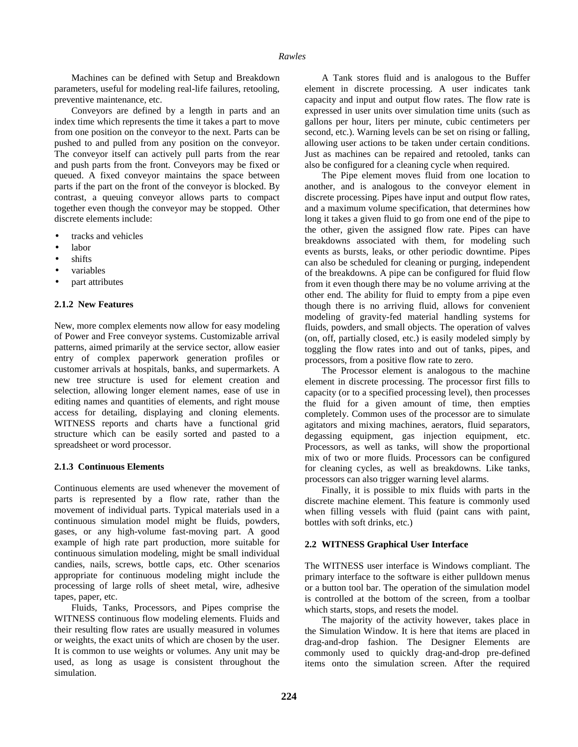Machines can be defined with Setup and Breakdown parameters, useful for modeling real-life failures, retooling, preventive maintenance, etc.

Conveyors are defined by a length in parts and an index time which represents the time it takes a part to move from one position on the conveyor to the next. Parts can be pushed to and pulled from any position on the conveyor. The conveyor itself can actively pull parts from the rear and push parts from the front. Conveyors may be fixed or queued. A fixed conveyor maintains the space between parts if the part on the front of the conveyor is blocked. By contrast, a queuing conveyor allows parts to compact together even though the conveyor may be stopped. Other discrete elements include:

- tracks and vehicles
- labor
- shifts
- variables
- part attributes

### 2.1.2 New Features

New, more complex elements now allow for easy modeling of Power and Free conveyor systems. Customizable arrival patterns, aimed primarily at the service sector, allow easier entry of complex paperwork generation profiles or customer arrivals at hospitals, banks, and supermarkets. A new tree structure is used for element creation and selection, allowing longer element names, ease of use in editing names and quantities of elements, and right mouse access for detailing, displaying and cloning elements. WITNESS reports and charts have a functional grid structure which can be easily sorted and pasted to a spreadsheet or word processor.

### 2.1.3 Continuous Elements

Continuous elements are used whenever the movement of parts is represented by a flow rate, rather than the movement of individual parts. Typical materials used in a continuous simulation model might be fluids, powders, gases, or any high-volume fast-moving part. A good example of high rate part production, more suitable for continuous simulation modeling, might be small individual candies, nails, screws, bottle caps, etc. Other scenarios appropriate for continuous modeling might include the processing of large rolls of sheet metal, wire, adhesive tapes, paper, etc.

Fluids, Tanks, Processors, and Pipes comprise the WITNESS continuous flow modeling elements. Fluids and their resulting flow rates are usually measured in volumes or weights, the exact units of which are chosen by the user. It is common to use weights or volumes. Any unit may be used, as long as usage is consistent throughout the simulation.

A Tank stores fluid and is analogous to the Buffer element in discrete processing. A user indicates tank capacity and input and output flow rates. The flow rate is expressed in user units over simulation time units (such as gallons per hour, liters per minute, cubic centimeters per second, etc.). Warning levels can be set on rising or falling, allowing user actions to be taken under certain conditions. Just as machines can be repaired and retooled, tanks can also be configured for a cleaning cycle when required.

The Pipe element moves fluid from one location to another, and is analogous to the conveyor element in discrete processing. Pipes have input and output flow rates, and a maximum volume specification, that determines how long it takes a given fluid to go from one end of the pipe to the other, given the assigned flow rate. Pipes can have breakdowns associated with them, for modeling such events as bursts, leaks, or other periodic downtime. Pipes can also be scheduled for cleaning or purging, independent of the breakdowns. A pipe can be configured for fluid flow from it even though there may be no volume arriving at the other end. The ability for fluid to empty from a pipe even though there is no arriving fluid, allows for convenient modeling of gravity-fed material handling systems for fluids, powders, and small objects. The operation of valves (on, off, partially closed, etc.) is easily modeled simply by toggling the flow rates into and out of tanks, pipes, and processors, from a positive flow rate to zero.

The Processor element is analogous to the machine element in discrete processing. The processor first fills to capacity (or to a specified processing level), then processes the fluid for a given amount of time, then empties completely. Common uses of the processor are to simulate agitators and mixing machines, aerators, fluid separators, degassing equipment, gas injection equipment, etc. Processors, as well as tanks, will show the proportional mix of two or more fluids. Processors can be configured for cleaning cycles, as well as breakdowns. Like tanks, processors can also trigger warning level alarms.

Finally, it is possible to mix fluids with parts in the discrete machine element. This feature is commonly used when filling vessels with fluid (paint cans with paint, bottles with soft drinks, etc.)

## 2.2 WITNESS Graphical User Interface

The WITNESS user interface is Windows compliant. The primary interface to the software is either pulldown menus or a button tool bar. The operation of the simulation model is controlled at the bottom of the screen, from a toolbar which starts, stops, and resets the model.

The majority of the activity however, takes place in the Simulation Window. It is here that items are placed in drag-and-drop fashion. The Designer Elements are commonly used to quickly drag-and-drop pre-defined items onto the simulation screen. After the required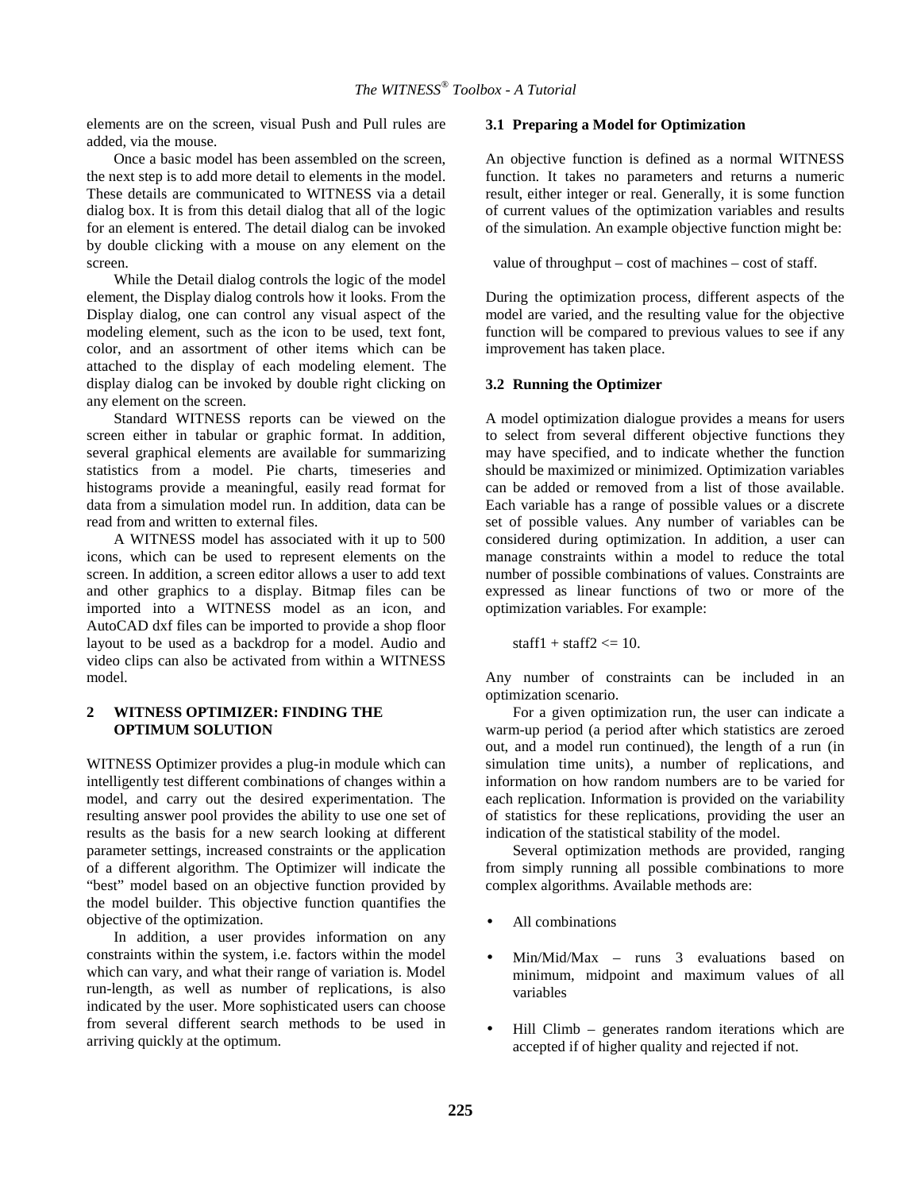elements are on the screen, visual Push and Pull rules are added, via the mouse.

Once a basic model has been assembled on the screen, the next step is to add more detail to elements in the model. These details are communicated to WITNESS via a detail dialog box. It is from this detail dialog that all of the logic for an element is entered. The detail dialog can be invoked by double clicking with a mouse on any element on the screen.

While the Detail dialog controls the logic of the model element, the Display dialog controls how it looks. From the Display dialog, one can control any visual aspect of the modeling element, such as the icon to be used, text font, color, and an assortment of other items which can be attached to the display of each modeling element. The display dialog can be invoked by double right clicking on any element on the screen.

Standard WITNESS reports can be viewed on the screen either in tabular or graphic format. In addition, several graphical elements are available for summarizing statistics from a model. Pie charts, timeseries and histograms provide a meaningful, easily read format for data from a simulation model run. In addition, data can be read from and written to external files.

A WITNESS model has associated with it up to 500 icons, which can be used to represent elements on the screen. In addition, a screen editor allows a user to add text and other graphics to a display. Bitmap files can be imported into a WITNESS model as an icon, and AutoCAD dxf files can be imported to provide a shop floor layout to be used as a backdrop for a model. Audio and video clips can also be activated from within a WITNESS model.

## 2 WITNESS OPTIMIZER: FINDING THE OPTIMUM SOLUTION

WITNESS Optimizer provides a plug-in module which can intelligently test different combinations of changes within a model, and carry out the desired experimentation. The resulting answer pool provides the ability to use one set of results as the basis for a new search looking at different parameter settings, increased constraints or the application of a different algorithm. The Optimizer will indicate the "best" model based on an objective function provided by the model builder. This objective function quantifies the objective of the optimization.

In addition, a user provides information on any constraints within the system, i.e. factors within the model which can vary, and what their range of variation is. Model run-length, as well as number of replications, is also indicated by the user. More sophisticated users can choose from several different search methods to be used in arriving quickly at the optimum.

### 3.1 Preparing a Model for Optimization

An objective function is defined as a normal WITNESS function. It takes no parameters and returns a numeric result, either integer or real. Generally, it is some function of current values of the optimization variables and results of the simulation. An example objective function might be:

value of throughput – cost of machines – cost of staff.

During the optimization process, different aspects of the model are varied, and the resulting value for the objective function will be compared to previous values to see if any improvement has taken place.

### 3.2 Running the Optimizer

A model optimization dialogue provides a means for users to select from several different objective functions they may have specified, and to indicate whether the function should be maximized or minimized. Optimization variables can be added or removed from a list of those available. Each variable has a range of possible values or a discrete set of possible values. Any number of variables can be considered during optimization. In addition, a user can manage constraints within a model to reduce the total number of possible combinations of values. Constraints are expressed as linear functions of two or more of the optimization variables. For example:

staff1 + staff2 <= 10.

Any number of constraints can be included in an optimization scenario.

For a given optimization run, the user can indicate a warm-up period (a period after which statistics are zeroed out, and a model run continued), the length of a run (in simulation time units), a number of replications, and information on how random numbers are to be varied for each replication. Information is provided on the variability of statistics for these replications, providing the user an indication of the statistical stability of the model.

Several optimization methods are provided, ranging from simply running all possible combinations to more complex algorithms. Available methods are:

- All combinations
- Min/Mid/Max – runs 3 evaluations based on minimum, midpoint and maximum values of all variables
- Hill Climb – generates random iterations which are accepted if of higher quality and rejected if not.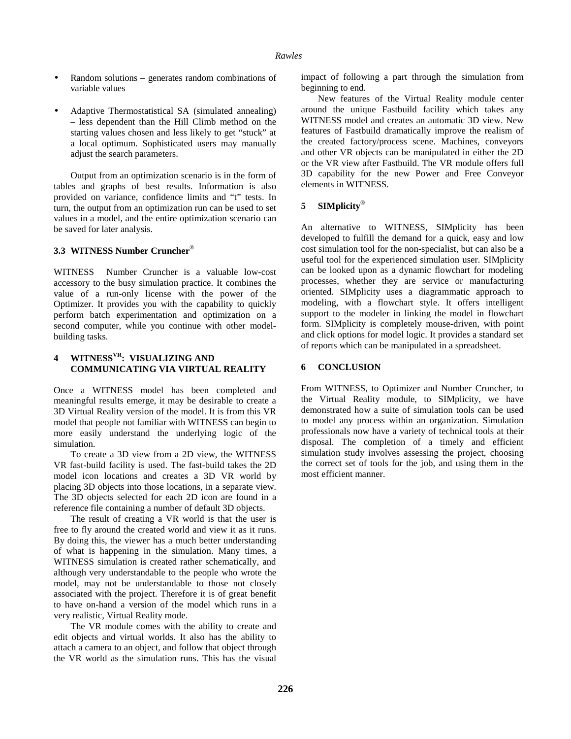- Random solutions – generates random combinations of variable values

- Adaptive Thermostatistical SA (simulated annealing) – less dependent than the Hill Climb method on the starting values chosen and less likely to get "stuck" at a local optimum. Sophisticated users may manually adjust the search parameters.

Output from an optimization scenario is in the form of tables and graphs of best results. Information is also provided on variance, confidence limits and "t" tests. In turn, the output from an optimization run can be used to set values in a model, and the entire optimization scenario can be saved for later analysis.

### 3.3 WITNESS Number Cruncher®

WITNESS Number Cruncher is a valuable low-cost accessory to the busy simulation practice. It combines the value of a run-only license with the power of the Optimizer. It provides you with the capability to quickly perform batch experimentation and optimization on a second computer, while you continue with other model-building tasks.

## 4 WITNESS$^{VR}$: VISUALIZING AND COMMUNICATING VIA VIRTUAL REALITY

Once a WITNESS model has been completed and meaningful results emerge, it may be desirable to create a 3D Virtual Reality version of the model. It is from this VR model that people not familiar with WITNESS can begin to more easily understand the underlying logic of the simulation.

To create a 3D view from a 2D view, the WITNESS VR fast-build facility is used. The fast-build takes the 2D model icon locations and creates a 3D VR world by placing 3D objects into those locations, in a separate view. The 3D objects selected for each 2D icon are found in a reference file containing a number of default 3D objects.

The result of creating a VR world is that the user is free to fly around the created world and view it as it runs. By doing this, the viewer has a much better understanding of what is happening in the simulation. Many times, a WITNESS simulation is created rather schematically, and although very understandable to the people who wrote the model, may not be understandable to those not closely associated with the project. Therefore it is of great benefit to have on-hand a version of the model which runs in a very realistic, Virtual Reality mode.

The VR module comes with the ability to create and edit objects and virtual worlds. It also has the ability to attach a camera to an object, and follow that object through the VR world as the simulation runs. This has the visual impact of following a part through the simulation from beginning to end.

New features of the Virtual Reality module center around the unique Fastbuild facility which takes any WITNESS model and creates an automatic 3D view. New features of Fastbuild dramatically improve the realism of the created factory/process scene. Machines, conveyors and other VR objects can be manipulated in either the 2D or the VR view after Fastbuild. The VR module offers full 3D capability for the new Power and Free Conveyor elements in WITNESS.

## 5 SIMplicity®

An alternative to WITNESS, SIMplicity has been developed to fulfill the demand for a quick, easy and low cost simulation tool for the non-specialist, but can also be a useful tool for the experienced simulation user. SIMplicity can be looked upon as a dynamic flowchart for modeling processes, whether they are service or manufacturing oriented. SIMplicity uses a diagrammatic approach to modeling, with a flowchart style. It offers intelligent support to the modeler in linking the model in flowchart form. SIMplicity is completely mouse-driven, with point and click options for model logic. It provides a standard set of reports which can be manipulated in a spreadsheet.

## 6 CONCLUSION

From WITNESS, to Optimizer and Number Cruncher, to the Virtual Reality module, to SIMplicity, we have demonstrated how a suite of simulation tools can be used to model any process within an organization. Simulation professionals now have a variety of technical tools at their disposal. The completion of a timely and efficient simulation study involves assessing the project, choosing the correct set of tools for the job, and using them in the most efficient manner.